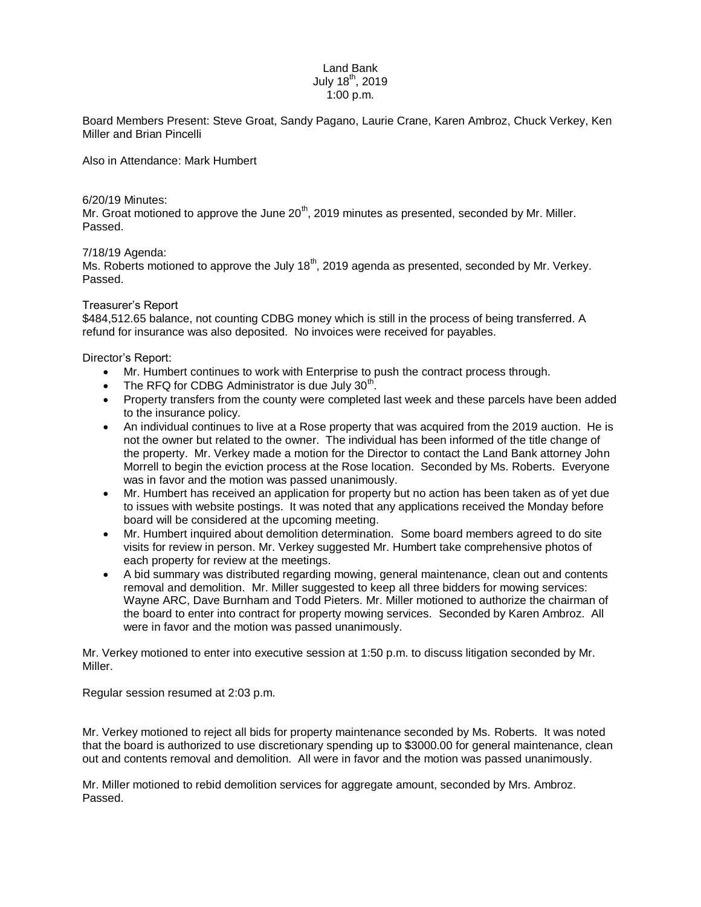# Land Bank
July 18th, 2019
1:00 p.m.

Board Members Present: Steve Groat, Sandy Pagano, Laurie Crane, Karen Ambroz, Chuck Verkey, Ken Miller and Brian Pincelli

Also in Attendance: Mark Humbert

6/20/19 Minutes:
Mr. Groat motioned to approve the June 20th, 2019 minutes as presented, seconded by Mr. Miller. Passed.

7/18/19 Agenda:
Ms. Roberts motioned to approve the July 18th, 2019 agenda as presented, seconded by Mr. Verkey. Passed.

Treasurer's Report
$484,512.65 balance, not counting CDBG money which is still in the process of being transferred. A refund for insurance was also deposited. No invoices were received for payables.

Director's Report:

- Mr. Humbert continues to work with Enterprise to push the contract process through.
- The RFQ for CDBG Administrator is due July 30th.
- Property transfers from the county were completed last week and these parcels have been added to the insurance policy.
- An individual continues to live at a Rose property that was acquired from the 2019 auction. He is not the owner but related to the owner. The individual has been informed of the title change of the property. Mr. Verkey made a motion for the Director to contact the Land Bank attorney John Morrell to begin the eviction process at the Rose location. Seconded by Ms. Roberts. Everyone was in favor and the motion was passed unanimously.
- Mr. Humbert has received an application for property but no action has been taken as of yet due to issues with website postings. It was noted that any applications received the Monday before board will be considered at the upcoming meeting.
- Mr. Humbert inquired about demolition determination. Some board members agreed to do site visits for review in person. Mr. Verkey suggested Mr. Humbert take comprehensive photos of each property for review at the meetings.
- A bid summary was distributed regarding mowing, general maintenance, clean out and contents removal and demolition. Mr. Miller suggested to keep all three bidders for mowing services: Wayne ARC, Dave Burnham and Todd Pieters. Mr. Miller motioned to authorize the chairman of the board to enter into contract for property mowing services. Seconded by Karen Ambroz. All were in favor and the motion was passed unanimously.

Mr. Verkey motioned to enter into executive session at 1:50 p.m. to discuss litigation seconded by Mr. Miller.

Regular session resumed at 2:03 p.m.

Mr. Verkey motioned to reject all bids for property maintenance seconded by Ms. Roberts. It was noted that the board is authorized to use discretionary spending up to $3000.00 for general maintenance, clean out and contents removal and demolition. All were in favor and the motion was passed unanimously.

Mr. Miller motioned to rebid demolition services for aggregate amount, seconded by Mrs. Ambroz. Passed.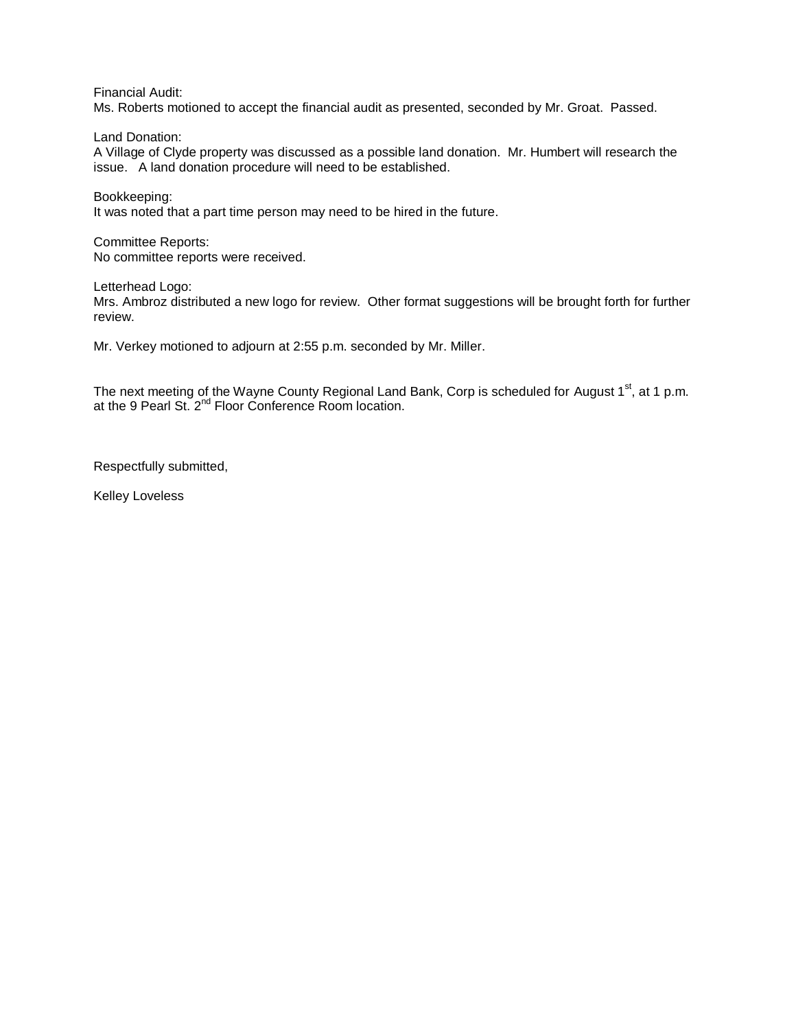Financial Audit:
Ms. Roberts motioned to accept the financial audit as presented, seconded by Mr. Groat. Passed.

Land Donation:
A Village of Clyde property was discussed as a possible land donation. Mr. Humbert will research the issue. A land donation procedure will need to be established.

Bookkeeping:
It was noted that a part time person may need to be hired in the future.

Committee Reports:
No committee reports were received.

Letterhead Logo:
Mrs. Ambroz distributed a new logo for review. Other format suggestions will be brought forth for further review.

Mr. Verkey motioned to adjourn at 2:55 p.m. seconded by Mr. Miller.

The next meeting of the Wayne County Regional Land Bank, Corp is scheduled for August 1st, at 1 p.m. at the 9 Pearl St. 2nd Floor Conference Room location.

Respectfully submitted,

Kelley Loveless